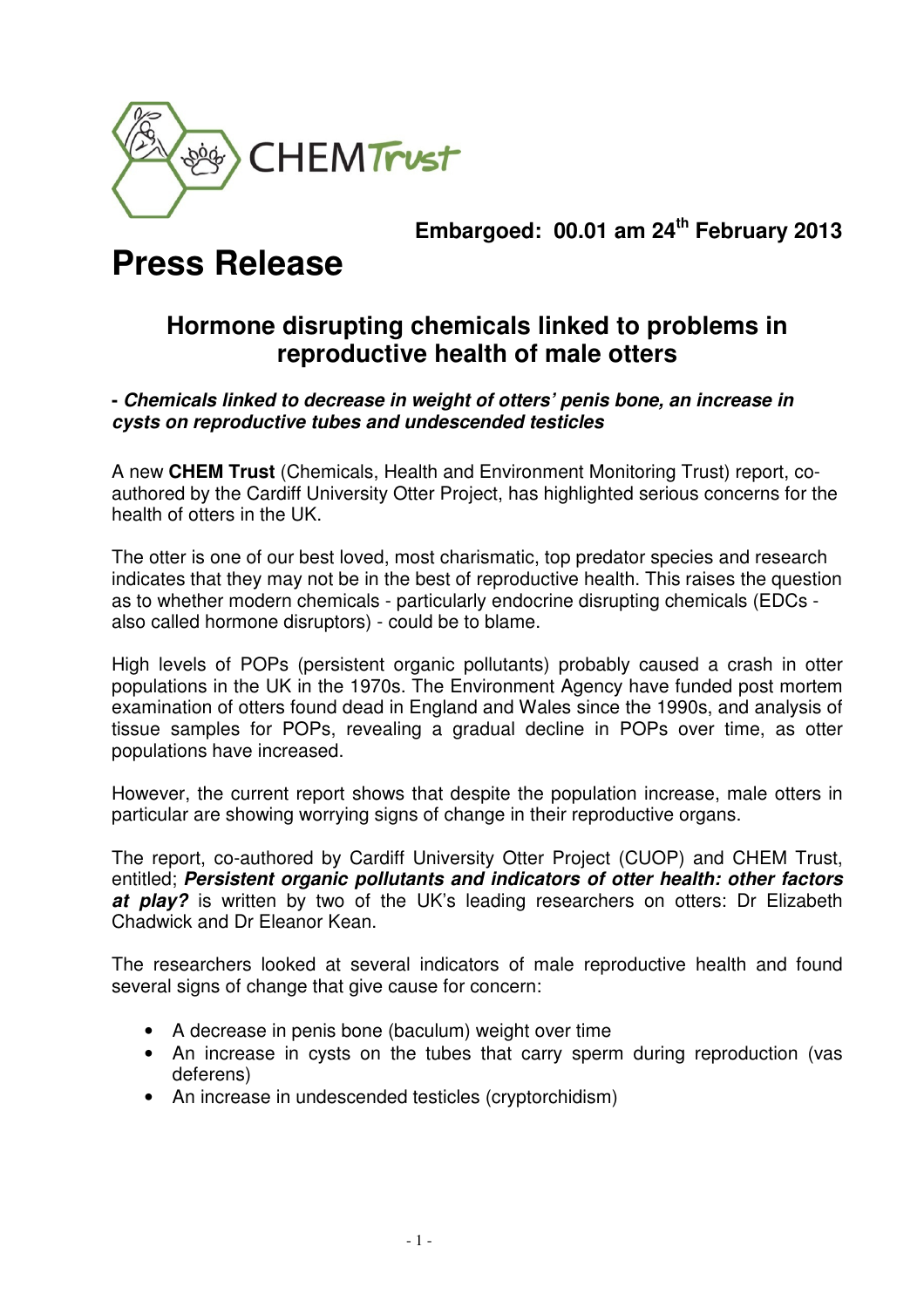CHEM*Trust*

**Embargoed: 00.01 am 24th February 2013**

# Press Release

## Hormone disrupting chemicals linked to problems in reproductive health of male otters

**- *Chemicals linked to decrease in weight of otters' penis bone, an increase in cysts on reproductive tubes and undescended testicles***

A new **CHEM Trust** (Chemicals, Health and Environment Monitoring Trust) report, co-authored by the Cardiff University Otter Project, has highlighted serious concerns for the health of otters in the UK.

The otter is one of our best loved, most charismatic, top predator species and research indicates that they may not be in the best of reproductive health. This raises the question as to whether modern chemicals - particularly endocrine disrupting chemicals (EDCs - also called hormone disruptors) - could be to blame.

High levels of POPs (persistent organic pollutants) probably caused a crash in otter populations in the UK in the 1970s. The Environment Agency have funded post mortem examination of otters found dead in England and Wales since the 1990s, and analysis of tissue samples for POPs, revealing a gradual decline in POPs over time, as otter populations have increased.

However, the current report shows that despite the population increase, male otters in particular are showing worrying signs of change in their reproductive organs.

The report, co-authored by Cardiff University Otter Project (CUOP) and CHEM Trust, entitled; ***Persistent organic pollutants and indicators of otter health: other factors at play?*** is written by two of the UK's leading researchers on otters: Dr Elizabeth Chadwick and Dr Eleanor Kean.

The researchers looked at several indicators of male reproductive health and found several signs of change that give cause for concern:

- A decrease in penis bone (baculum) weight over time
- An increase in cysts on the tubes that carry sperm during reproduction (vas deferens)
- An increase in undescended testicles (cryptorchidism)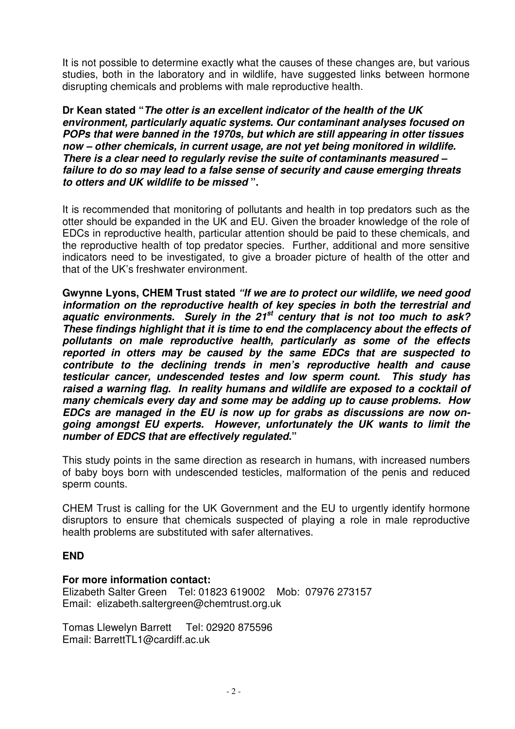It is not possible to determine exactly what the causes of these changes are, but various studies, both in the laboratory and in wildlife, have suggested links between hormone disrupting chemicals and problems with male reproductive health.

**Dr Kean stated "*The otter is an excellent indicator of the health of the UK environment, particularly aquatic systems. Our contaminant analyses focused on POPs that were banned in the 1970s, but which are still appearing in otter tissues now – other chemicals, in current usage, are not yet being monitored in wildlife. There is a clear need to regularly revise the suite of contaminants measured – failure to do so may lead to a false sense of security and cause emerging threats to otters and UK wildlife to be missed* ".**

It is recommended that monitoring of pollutants and health in top predators such as the otter should be expanded in the UK and EU. Given the broader knowledge of the role of EDCs in reproductive health, particular attention should be paid to these chemicals, and the reproductive health of top predator species. Further, additional and more sensitive indicators need to be investigated, to give a broader picture of health of the otter and that of the UK's freshwater environment.

**Gwynne Lyons, CHEM Trust stated *"If we are to protect our wildlife, we need good information on the reproductive health of key species in both the terrestrial and aquatic environments. Surely in the 21st century that is not too much to ask? These findings highlight that it is time to end the complacency about the effects of pollutants on male reproductive health, particularly as some of the effects reported in otters may be caused by the same EDCs that are suspected to contribute to the declining trends in men's reproductive health and cause testicular cancer, undescended testes and low sperm count. This study has raised a warning flag. In reality humans and wildlife are exposed to a cocktail of many chemicals every day and some may be adding up to cause problems. How EDCs are managed in the EU is now up for grabs as discussions are now on-going amongst EU experts. However, unfortunately the UK wants to limit the number of EDCS that are effectively regulated.*"**

This study points in the same direction as research in humans, with increased numbers of baby boys born with undescended testicles, malformation of the penis and reduced sperm counts.

CHEM Trust is calling for the UK Government and the EU to urgently identify hormone disruptors to ensure that chemicals suspected of playing a role in male reproductive health problems are substituted with safer alternatives.

**END**

**For more information contact:**
Elizabeth Salter Green Tel: 01823 619002 Mob: 07976 273157
Email: elizabeth.saltergreen@chemtrust.org.uk

Tomas Llewelyn Barrett Tel: 02920 875596
Email: BarrettTL1@cardiff.ac.uk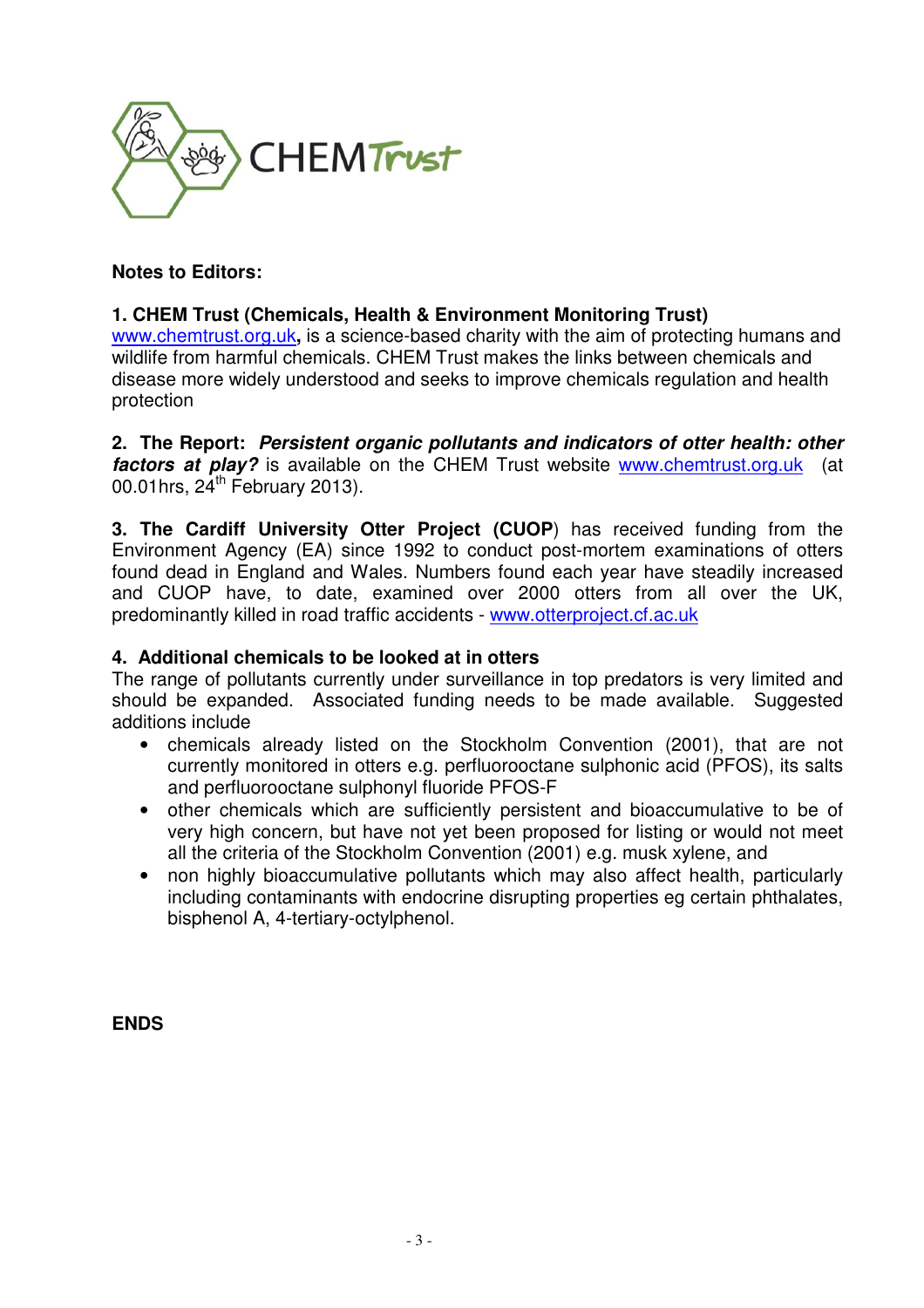**Notes to Editors:**

**1. CHEM Trust (Chemicals, Health & Environment Monitoring Trust)**
www.chemtrust.org.uk**,** is a science-based charity with the aim of protecting humans and wildlife from harmful chemicals. CHEM Trust makes the links between chemicals and disease more widely understood and seeks to improve chemicals regulation and health protection

**2. The Report:** ***Persistent organic pollutants and indicators of otter health: other factors at play?*** is available on the CHEM Trust website www.chemtrust.org.uk (at 00.01hrs, 24th February 2013).

**3. The Cardiff University Otter Project (CUOP**) has received funding from the Environment Agency (EA) since 1992 to conduct post-mortem examinations of otters found dead in England and Wales. Numbers found each year have steadily increased and CUOP have, to date, examined over 2000 otters from all over the UK, predominantly killed in road traffic accidents - www.otterproject.cf.ac.uk

**4. Additional chemicals to be looked at in otters**
The range of pollutants currently under surveillance in top predators is very limited and should be expanded. Associated funding needs to be made available. Suggested additions include

- chemicals already listed on the Stockholm Convention (2001), that are not currently monitored in otters e.g. perfluorooctane sulphonic acid (PFOS), its salts and perfluorooctane sulphonyl fluoride PFOS-F
- other chemicals which are sufficiently persistent and bioaccumulative to be of very high concern, but have not yet been proposed for listing or would not meet all the criteria of the Stockholm Convention (2001) e.g. musk xylene, and
- non highly bioaccumulative pollutants which may also affect health, particularly including contaminants with endocrine disrupting properties eg certain phthalates, bisphenol A, 4-tertiary-octylphenol.

**ENDS**